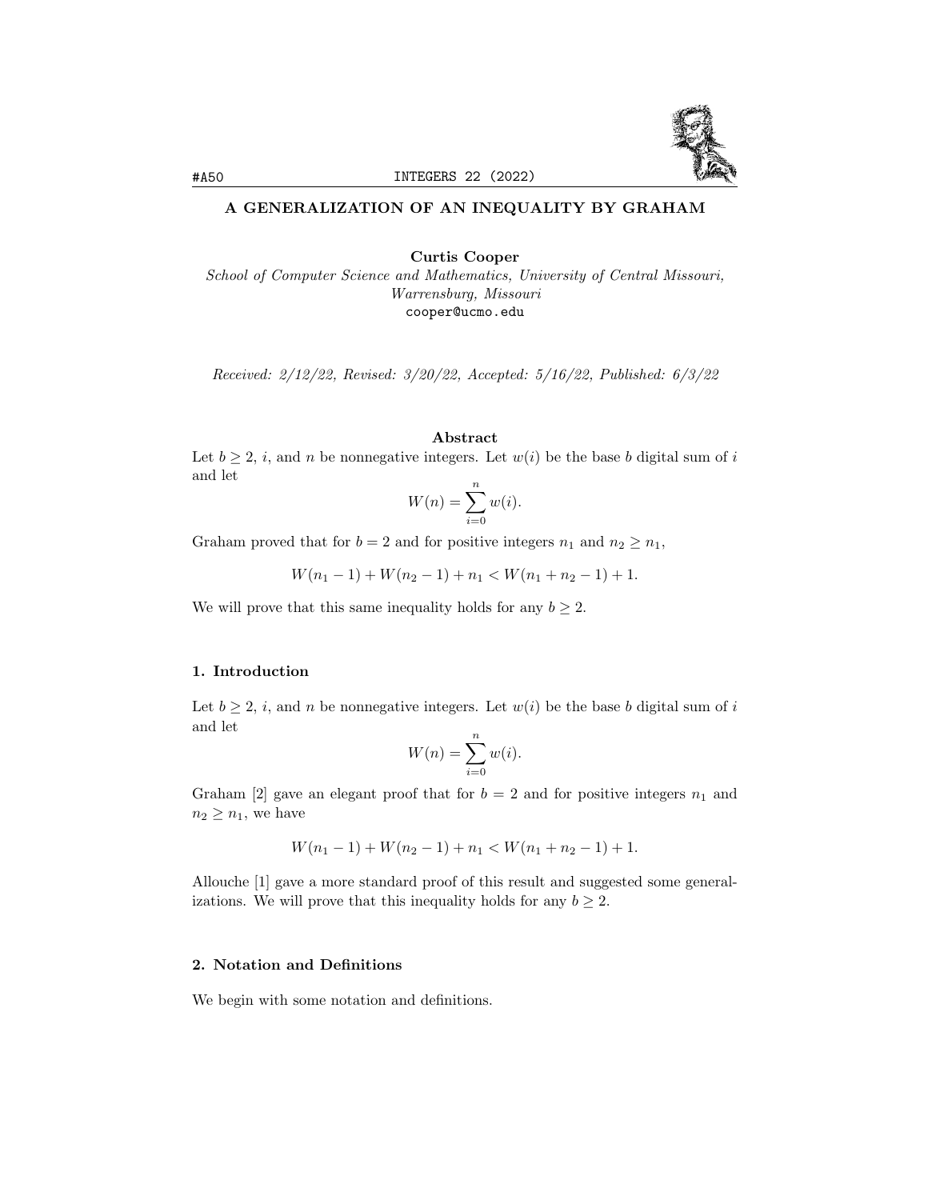# A GENERALIZATION OF AN INEQUALITY BY GRAHAM

**Curtis Cooper**
*School of Computer Science and Mathematics, University of Central Missouri, Warrensburg, Missouri*
cooper@ucmo.edu

*Received: 2/12/22, Revised: 3/20/22, Accepted: 5/16/22, Published: 6/3/22*

### Abstract

Let $b \geq 2$, $i$, and $n$ be nonnegative integers. Let $w(i)$ be the base $b$ digital sum of $i$ and let

$$W(n) = \sum_{i=0}^{n} w(i).$$

Graham proved that for $b = 2$ and for positive integers $n_1$ and $n_2 \geq n_1$,

$$W(n_1 - 1) + W(n_2 - 1) + n_1 < W(n_1 + n_2 - 1) + 1.$$

We will prove that this same inequality holds for any $b \geq 2$.

## 1. Introduction

Let $b \geq 2$, $i$, and $n$ be nonnegative integers. Let $w(i)$ be the base $b$ digital sum of $i$ and let

$$W(n) = \sum_{i=0}^{n} w(i).$$

Graham [2] gave an elegant proof that for $b = 2$ and for positive integers $n_1$ and $n_2 \geq n_1$, we have

$$W(n_1 - 1) + W(n_2 - 1) + n_1 < W(n_1 + n_2 - 1) + 1.$$

Allouche [1] gave a more standard proof of this result and suggested some generalizations. We will prove that this inequality holds for any $b \geq 2$.

## 2. Notation and Definitions

We begin with some notation and definitions.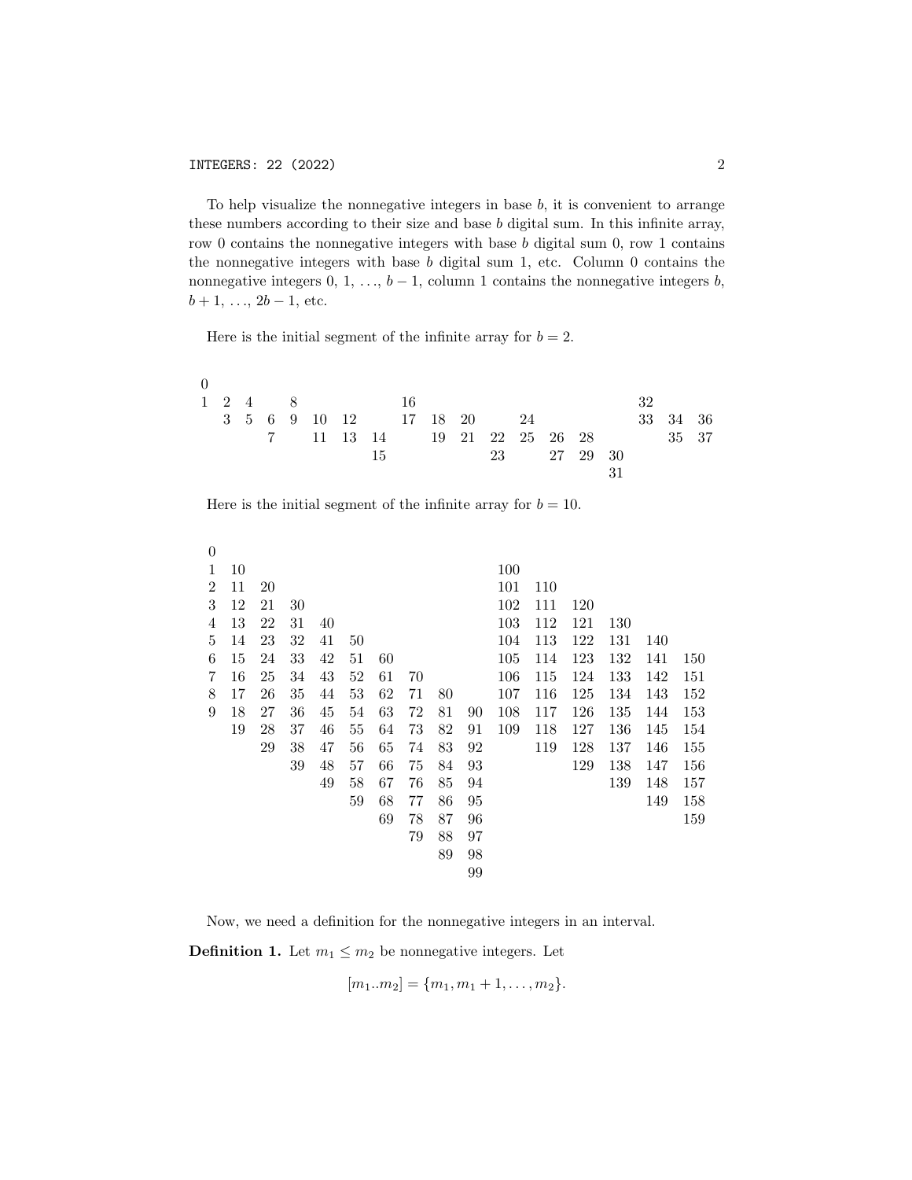To help visualize the nonnegative integers in base $b$, it is convenient to arrange these numbers according to their size and base $b$ digital sum. In this infinite array, row 0 contains the nonnegative integers with base $b$ digital sum 0, row 1 contains the nonnegative integers with base $b$ digital sum 1, etc. Column 0 contains the nonnegative integers $0, 1, \ldots, b-1$, column 1 contains the nonnegative integers $b, b+1, \ldots, 2b-1$, etc.

Here is the initial segment of the infinite array for $b = 2$.

| 0 | | | | | | | | | | | | | | | | | | |
|---|---|---|---|---|---|---|---|---|---|---|---|---|---|---|---|---|---|---|
| 1 | 2 | 4 | | 8 | | | | 16 | | | | | | | | 32 | | |
| | 3 | 5 | 6 | 9 | 10 | 12 | | 17 | 18 | 20 | | 24 | | | | 33 | 34 | 36 |
| | | | 7 | | 11 | 13 | 14 | | 19 | 21 | 22 | 25 | 26 | 28 | | | 35 | 37 |
| | | | | | | | 15 | | | | 23 | | 27 | 29 | 30 | | | |
| | | | | | | | | | | | | | | | 31 | | | |

Here is the initial segment of the infinite array for $b = 10$.

| 0 | | | | | | | | | | | | | | | |
|---|---|---|---|---|---|---|---|---|---|---|---|---|---|---|---|
| 1 | 10 | | | | | | | | | 100 | | | | | |
| 2 | 11 | 20 | | | | | | | | 101 | 110 | | | | |
| 3 | 12 | 21 | 30 | | | | | | | 102 | 111 | 120 | | | |
| 4 | 13 | 22 | 31 | 40 | | | | | | 103 | 112 | 121 | 130 | | |
| 5 | 14 | 23 | 32 | 41 | 50 | | | | | 104 | 113 | 122 | 131 | 140 | |
| 6 | 15 | 24 | 33 | 42 | 51 | 60 | | | | 105 | 114 | 123 | 132 | 141 | 150 |
| 7 | 16 | 25 | 34 | 43 | 52 | 61 | 70 | | | 106 | 115 | 124 | 133 | 142 | 151 |
| 8 | 17 | 26 | 35 | 44 | 53 | 62 | 71 | 80 | | 107 | 116 | 125 | 134 | 143 | 152 |
| 9 | 18 | 27 | 36 | 45 | 54 | 63 | 72 | 81 | 90 | 108 | 117 | 126 | 135 | 144 | 153 |
| | 19 | 28 | 37 | 46 | 55 | 64 | 73 | 82 | 91 | 109 | 118 | 127 | 136 | 145 | 154 |
| | | 29 | 38 | 47 | 56 | 65 | 74 | 83 | 92 | | 119 | 128 | 137 | 146 | 155 |
| | | | 39 | 48 | 57 | 66 | 75 | 84 | 93 | | | 129 | 138 | 147 | 156 |
| | | | | 49 | 58 | 67 | 76 | 85 | 94 | | | | 139 | 148 | 157 |
| | | | | | 59 | 68 | 77 | 86 | 95 | | | | | 149 | 158 |
| | | | | | | 69 | 78 | 87 | 96 | | | | | | 159 |
| | | | | | | | 79 | 88 | 97 | | | | | | |
| | | | | | | | | 89 | 98 | | | | | | |
| | | | | | | | | | 99 | | | | | | |

Now, we need a definition for the nonnegative integers in an interval.

**Definition 1.** Let $m_1 \leq m_2$ be nonnegative integers. Let

$$[m_1..m_2] = \{m_1, m_1 + 1, \ldots, m_2\}.$$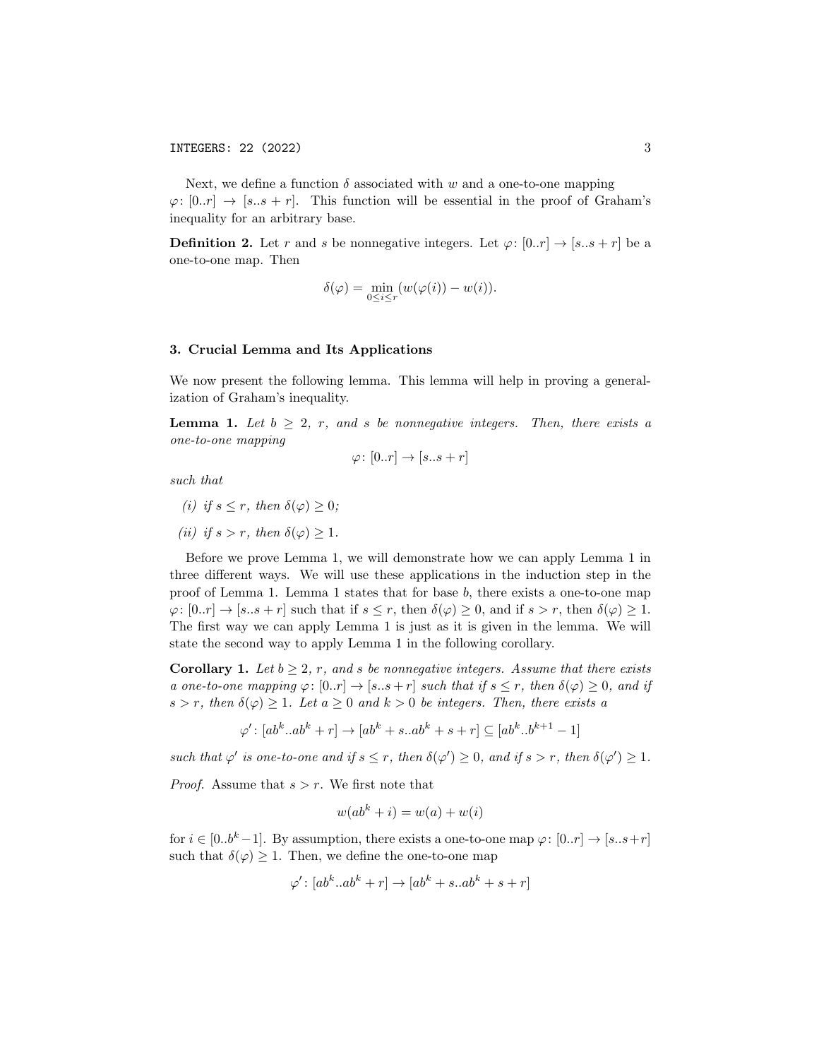Next, we define a function $\delta$ associated with $w$ and a one-to-one mapping $\varphi\colon [0..r] \to [s..s+r]$. This function will be essential in the proof of Graham's inequality for an arbitrary base.

**Definition 2.** Let $r$ and $s$ be nonnegative integers. Let $\varphi\colon [0..r] \to [s..s+r]$ be a one-to-one map. Then

$$\delta(\varphi) = \min_{0 \leq i \leq r} (w(\varphi(i)) - w(i)).$$

## 3. Crucial Lemma and Its Applications

We now present the following lemma. This lemma will help in proving a generalization of Graham's inequality.

**Lemma 1.** *Let $b \geq 2$, $r$, and $s$ be nonnegative integers. Then, there exists a one-to-one mapping*

$$\varphi\colon [0..r] \to [s..s+r]$$

*such that*

*(i) if $s \leq r$, then $\delta(\varphi) \geq 0$;*

*(ii) if $s > r$, then $\delta(\varphi) \geq 1$.*

Before we prove Lemma 1, we will demonstrate how we can apply Lemma 1 in three different ways. We will use these applications in the induction step in the proof of Lemma 1. Lemma 1 states that for base $b$, there exists a one-to-one map $\varphi\colon [0..r] \to [s..s+r]$ such that if $s \leq r$, then $\delta(\varphi) \geq 0$, and if $s > r$, then $\delta(\varphi) \geq 1$. The first way we can apply Lemma 1 is just as it is given in the lemma. We will state the second way to apply Lemma 1 in the following corollary.

**Corollary 1.** *Let $b \geq 2$, $r$, and $s$ be nonnegative integers. Assume that there exists a one-to-one mapping $\varphi\colon [0..r] \to [s..s+r]$ such that if $s \leq r$, then $\delta(\varphi) \geq 0$, and if $s > r$, then $\delta(\varphi) \geq 1$. Let $a \geq 0$ and $k > 0$ be integers. Then, there exists a*

$$\varphi'\colon [ab^k..ab^k + r] \to [ab^k + s..ab^k + s + r] \subseteq [ab^k..b^{k+1} - 1]$$

*such that $\varphi'$ is one-to-one and if $s \leq r$, then $\delta(\varphi') \geq 0$, and if $s > r$, then $\delta(\varphi') \geq 1$.*

*Proof.* Assume that $s > r$. We first note that

$$w(ab^k + i) = w(a) + w(i)$$

for $i \in [0..b^k - 1]$. By assumption, there exists a one-to-one map $\varphi\colon [0..r] \to [s..s+r]$ such that $\delta(\varphi) \geq 1$. Then, we define the one-to-one map

$$\varphi'\colon [ab^k..ab^k + r] \to [ab^k + s..ab^k + s + r]$$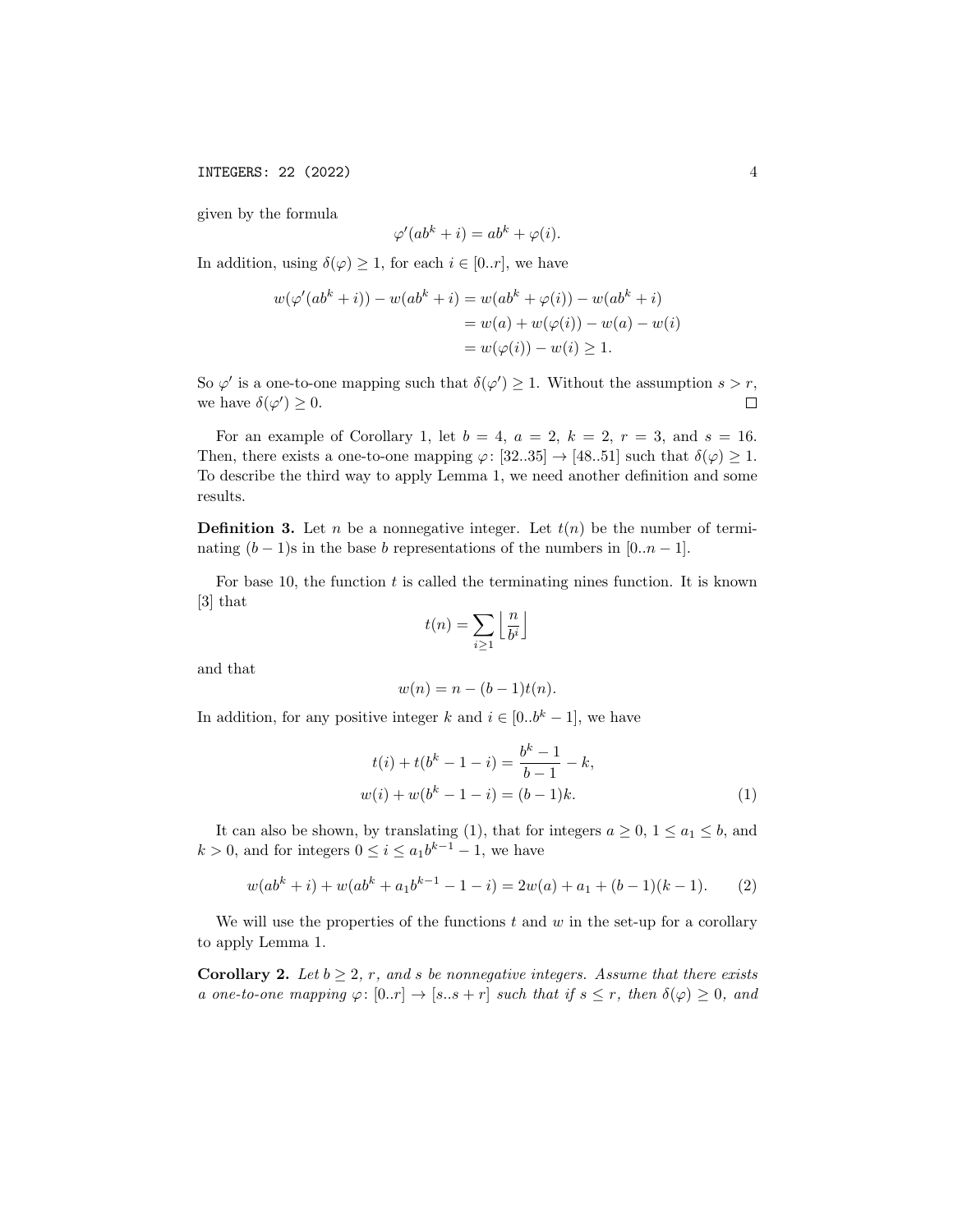given by the formula

$$\varphi'(ab^k + i) = ab^k + \varphi(i).$$

In addition, using $\delta(\varphi) \geq 1$, for each $i \in [0..r]$, we have

$$\begin{aligned} w(\varphi'(ab^k + i)) - w(ab^k + i) &= w(ab^k + \varphi(i)) - w(ab^k + i) \\ &= w(a) + w(\varphi(i)) - w(a) - w(i) \\ &= w(\varphi(i)) - w(i) \geq 1. \end{aligned}$$

So $\varphi'$ is a one-to-one mapping such that $\delta(\varphi') \geq 1$. Without the assumption $s > r$, we have $\delta(\varphi') \geq 0$. □

For an example of Corollary 1, let $b = 4$, $a = 2$, $k = 2$, $r = 3$, and $s = 16$. Then, there exists a one-to-one mapping $\varphi\colon [32..35] \to [48..51]$ such that $\delta(\varphi) \geq 1$. To describe the third way to apply Lemma 1, we need another definition and some results.

**Definition 3.** Let $n$ be a nonnegative integer. Let $t(n)$ be the number of terminating $(b-1)$s in the base $b$ representations of the numbers in $[0..n-1]$.

For base 10, the function $t$ is called the terminating nines function. It is known [3] that

$$t(n) = \sum_{i \geq 1} \left\lfloor \frac{n}{b^i} \right\rfloor$$

and that

$$w(n) = n - (b-1)t(n).$$

In addition, for any positive integer $k$ and $i \in [0..b^k - 1]$, we have

$$\begin{aligned} t(i) + t(b^k - 1 - i) &= \frac{b^k - 1}{b - 1} - k, \\ w(i) + w(b^k - 1 - i) &= (b-1)k. \end{aligned} \tag{1}$$

It can also be shown, by translating (1), that for integers $a \geq 0$, $1 \leq a_1 \leq b$, and $k > 0$, and for integers $0 \leq i \leq a_1 b^{k-1} - 1$, we have

$$w(ab^k + i) + w(ab^k + a_1 b^{k-1} - 1 - i) = 2w(a) + a_1 + (b-1)(k-1). \tag{2}$$

We will use the properties of the functions $t$ and $w$ in the set-up for a corollary to apply Lemma 1.

**Corollary 2.** *Let $b \geq 2$, $r$, and $s$ be nonnegative integers. Assume that there exists a one-to-one mapping $\varphi\colon [0..r] \to [s..s+r]$ such that if $s \leq r$, then $\delta(\varphi) \geq 0$, and*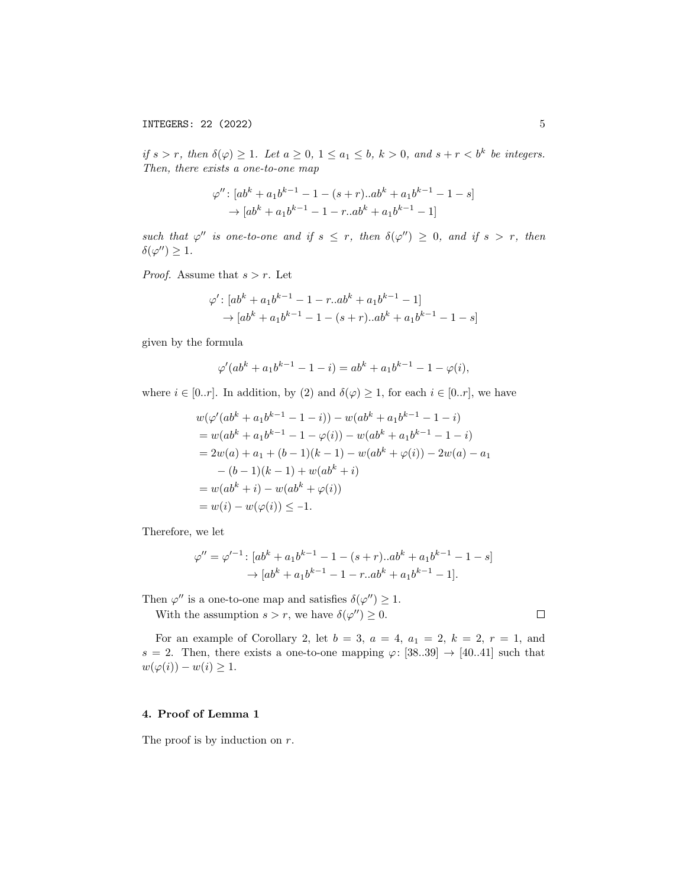*if $s > r$, then $\delta(\varphi) \geq 1$. Let $a \geq 0$, $1 \leq a_1 \leq b$, $k > 0$, and $s + r < b^k$ be integers. Then, there exists a one-to-one map*

$$\varphi'' \colon [ab^k + a_1 b^{k-1} - 1 - (s + r)..ab^k + a_1 b^{k-1} - 1 - s] \\ \to [ab^k + a_1 b^{k-1} - 1 - r..ab^k + a_1 b^{k-1} - 1]$$

*such that $\varphi''$ is one-to-one and if $s \leq r$, then $\delta(\varphi'') \geq 0$, and if $s > r$, then $\delta(\varphi'') \geq 1$.*

*Proof.* Assume that $s > r$. Let

$$\varphi' \colon [ab^k + a_1 b^{k-1} - 1 - r..ab^k + a_1 b^{k-1} - 1] \\ \to [ab^k + a_1 b^{k-1} - 1 - (s + r)..ab^k + a_1 b^{k-1} - 1 - s]$$

given by the formula

$$\varphi'(ab^k + a_1 b^{k-1} - 1 - i) = ab^k + a_1 b^{k-1} - 1 - \varphi(i),$$

where $i \in [0..r]$. In addition, by (2) and $\delta(\varphi) \geq 1$, for each $i \in [0..r]$, we have

$$\begin{aligned}
&w(\varphi'(ab^k + a_1 b^{k-1} - 1 - i)) - w(ab^k + a_1 b^{k-1} - 1 - i) \\
&= w(ab^k + a_1 b^{k-1} - 1 - \varphi(i)) - w(ab^k + a_1 b^{k-1} - 1 - i) \\
&= 2w(a) + a_1 + (b - 1)(k - 1) - w(ab^k + \varphi(i)) - 2w(a) - a_1 \\
&\quad - (b - 1)(k - 1) + w(ab^k + i) \\
&= w(ab^k + i) - w(ab^k + \varphi(i)) \\
&= w(i) - w(\varphi(i)) \leq -1.
\end{aligned}$$

Therefore, we let

$$\varphi'' = \varphi'^{-1} \colon [ab^k + a_1 b^{k-1} - 1 - (s + r)..ab^k + a_1 b^{k-1} - 1 - s] \\ \to [ab^k + a_1 b^{k-1} - 1 - r..ab^k + a_1 b^{k-1} - 1].$$

Then $\varphi''$ is a one-to-one map and satisfies $\delta(\varphi'') \geq 1$.

With the assumption $s > r$, we have $\delta(\varphi'') \geq 0$. □

For an example of Corollary 2, let $b = 3$, $a = 4$, $a_1 = 2$, $k = 2$, $r = 1$, and $s = 2$. Then, there exists a one-to-one mapping $\varphi$: $[38..39] \to [40..41]$ such that $w(\varphi(i)) - w(i) \geq 1$.

## 4. Proof of Lemma 1

The proof is by induction on $r$.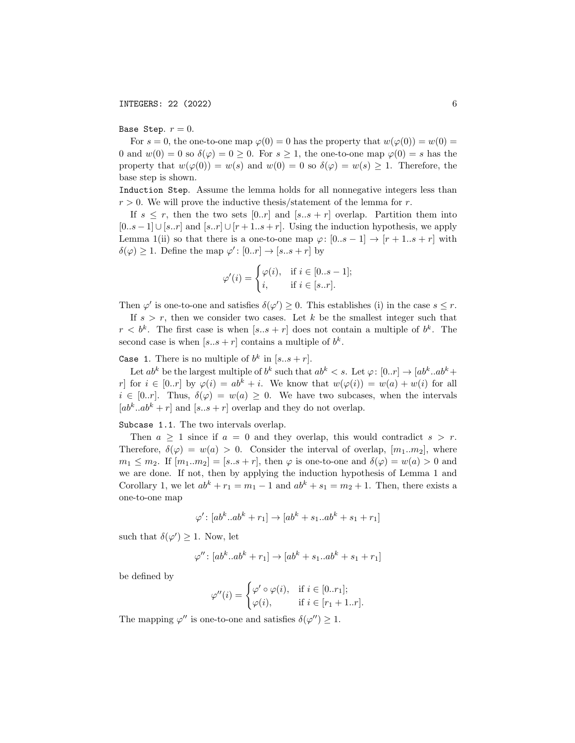`Base Step`. $r = 0$.

For $s = 0$, the one-to-one map $\varphi(0) = 0$ has the property that $w(\varphi(0)) = w(0) = 0$ and $w(0) = 0$ so $\delta(\varphi) = 0 \geq 0$. For $s \geq 1$, the one-to-one map $\varphi(0) = s$ has the property that $w(\varphi(0)) = w(s)$ and $w(0) = 0$ so $\delta(\varphi) = w(s) \geq 1$. Therefore, the base step is shown.

`Induction Step`. Assume the lemma holds for all nonnegative integers less than $r > 0$. We will prove the inductive thesis/statement of the lemma for $r$.

If $s \leq r$, then the two sets $[0..r]$ and $[s..s+r]$ overlap. Partition them into $[0..s-1] \cup [s..r]$ and $[s..r] \cup [r+1..s+r]$. Using the induction hypothesis, we apply Lemma 1(ii) so that there is a one-to-one map $\varphi\colon [0..s-1] \to [r+1..s+r]$ with $\delta(\varphi) \geq 1$. Define the map $\varphi'\colon [0..r] \to [s..s+r]$ by

$$\varphi'(i) = \begin{cases} \varphi(i), & \text{if } i \in [0..s-1]; \\ i, & \text{if } i \in [s..r]. \end{cases}$$

Then $\varphi'$ is one-to-one and satisfies $\delta(\varphi') \geq 0$. This establishes (i) in the case $s \leq r$.

If $s > r$, then we consider two cases. Let $k$ be the smallest integer such that $r < b^k$. The first case is when $[s..s+r]$ does not contain a multiple of $b^k$. The second case is when $[s..s+r]$ contains a multiple of $b^k$.

`Case 1`. There is no multiple of $b^k$ in $[s..s+r]$.

Let $ab^k$ be the largest multiple of $b^k$ such that $ab^k < s$. Let $\varphi\colon [0..r] \to [ab^k..ab^k + r]$ for $i \in [0..r]$ by $\varphi(i) = ab^k + i$. We know that $w(\varphi(i)) = w(a) + w(i)$ for all $i \in [0..r]$. Thus, $\delta(\varphi) = w(a) \geq 0$. We have two subcases, when the intervals $[ab^k..ab^k + r]$ and $[s..s+r]$ overlap and they do not overlap.

`Subcase 1.1`. The two intervals overlap.

Then $a \geq 1$ since if $a = 0$ and they overlap, this would contradict $s > r$. Therefore, $\delta(\varphi) = w(a) > 0$. Consider the interval of overlap, $[m_1..m_2]$, where $m_1 \leq m_2$. If $[m_1..m_2] = [s..s+r]$, then $\varphi$ is one-to-one and $\delta(\varphi) = w(a) > 0$ and we are done. If not, then by applying the induction hypothesis of Lemma 1 and Corollary 1, we let $ab^k + r_1 = m_1 - 1$ and $ab^k + s_1 = m_2 + 1$. Then, there exists a one-to-one map

$$\varphi'\colon [ab^k..ab^k + r_1] \to [ab^k + s_1..ab^k + s_1 + r_1]$$

such that $\delta(\varphi') \geq 1$. Now, let

$$\varphi''\colon [ab^k..ab^k + r_1] \to [ab^k + s_1..ab^k + s_1 + r_1]$$

be defined by

$$\varphi''(i) = \begin{cases} \varphi' \circ \varphi(i), & \text{if } i \in [0..r_1]; \\ \varphi(i), & \text{if } i \in [r_1 + 1..r]. \end{cases}$$

The mapping $\varphi''$ is one-to-one and satisfies $\delta(\varphi'') \geq 1$.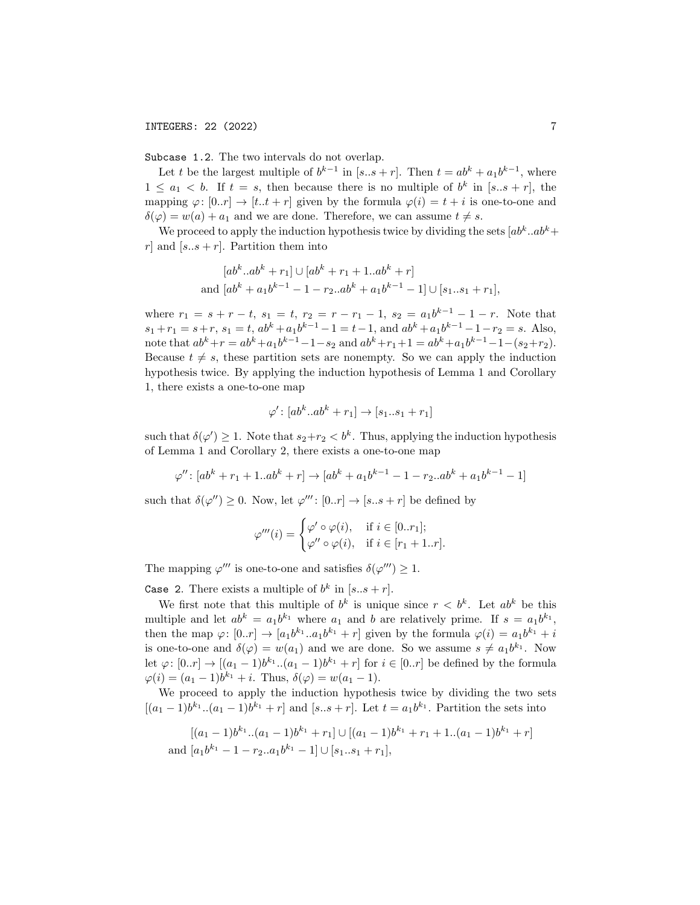Subcase 1.2. The two intervals do not overlap.

Let $t$ be the largest multiple of $b^{k-1}$ in $[s..s+r]$. Then $t = ab^k + a_1b^{k-1}$, where $1 \leq a_1 < b$. If $t = s$, then because there is no multiple of $b^k$ in $[s..s+r]$, the mapping $\varphi\colon [0..r] \to [t..t+r]$ given by the formula $\varphi(i) = t + i$ is one-to-one and $\delta(\varphi) = w(a) + a_1$ and we are done. Therefore, we can assume $t \neq s$.

We proceed to apply the induction hypothesis twice by dividing the sets $[ab^k..ab^k + r]$ and $[s..s+r]$. Partition them into

$$
\begin{aligned}
&[ab^k..ab^k + r_1] \cup [ab^k + r_1 + 1..ab^k + r] \\
\text{and } &[ab^k + a_1b^{k-1} - 1 - r_2..ab^k + a_1b^{k-1} - 1] \cup [s_1..s_1 + r_1],
\end{aligned}
$$

where $r_1 = s + r - t$, $s_1 = t$, $r_2 = r - r_1 - 1$, $s_2 = a_1b^{k-1} - 1 - r$. Note that $s_1 + r_1 = s + r$, $s_1 = t$, $ab^k + a_1b^{k-1} - 1 = t - 1$, and $ab^k + a_1b^{k-1} - 1 - r_2 = s$. Also, note that $ab^k + r = ab^k + a_1b^{k-1} - 1 - s_2$ and $ab^k + r_1 + 1 = ab^k + a_1b^{k-1} - 1 - (s_2 + r_2)$. Because $t \neq s$, these partition sets are nonempty. So we can apply the induction hypothesis twice. By applying the induction hypothesis of Lemma 1 and Corollary 1, there exists a one-to-one map

$$\varphi'\colon [ab^k..ab^k + r_1] \to [s_1..s_1 + r_1]$$

such that $\delta(\varphi') \geq 1$. Note that $s_2 + r_2 < b^k$. Thus, applying the induction hypothesis of Lemma 1 and Corollary 2, there exists a one-to-one map

$$\varphi''\colon [ab^k + r_1 + 1..ab^k + r] \to [ab^k + a_1b^{k-1} - 1 - r_2..ab^k + a_1b^{k-1} - 1]$$

such that $\delta(\varphi'') \geq 0$. Now, let $\varphi'''\colon [0..r] \to [s..s+r]$ be defined by

$$
\varphi'''(i) = \begin{cases} \varphi' \circ \varphi(i), & \text{if } i \in [0..r_1]; \\ \varphi'' \circ \varphi(i), & \text{if } i \in [r_1 + 1..r]. \end{cases}
$$

The mapping $\varphi'''$ is one-to-one and satisfies $\delta(\varphi''') \geq 1$.

Case 2. There exists a multiple of $b^k$ in $[s..s+r]$.

We first note that this multiple of $b^k$ is unique since $r < b^k$. Let $ab^k$ be this multiple and let $ab^k = a_1b^{k_1}$ where $a_1$ and $b$ are relatively prime. If $s = a_1b^{k_1}$, then the map $\varphi\colon [0..r] \to [a_1b^{k_1}..a_1b^{k_1} + r]$ given by the formula $\varphi(i) = a_1b^{k_1} + i$ is one-to-one and $\delta(\varphi) = w(a_1)$ and we are done. So we assume $s \neq a_1b^{k_1}$. Now let $\varphi\colon [0..r] \to [(a_1 - 1)b^{k_1}..(a_1 - 1)b^{k_1} + r]$ for $i \in [0..r]$ be defined by the formula $\varphi(i) = (a_1 - 1)b^{k_1} + i$. Thus, $\delta(\varphi) = w(a_1 - 1)$.

We proceed to apply the induction hypothesis twice by dividing the two sets $[(a_1 - 1)b^{k_1}..(a_1 - 1)b^{k_1} + r]$ and $[s..s+r]$. Let $t = a_1b^{k_1}$. Partition the sets into

$$
\begin{aligned}
&[(a_1 - 1)b^{k_1}..(a_1 - 1)b^{k_1} + r_1] \cup [(a_1 - 1)b^{k_1} + r_1 + 1..(a_1 - 1)b^{k_1} + r] \\
\text{and } &[a_1b^{k_1} - 1 - r_2..a_1b^{k_1} - 1] \cup [s_1..s_1 + r_1],
\end{aligned}
$$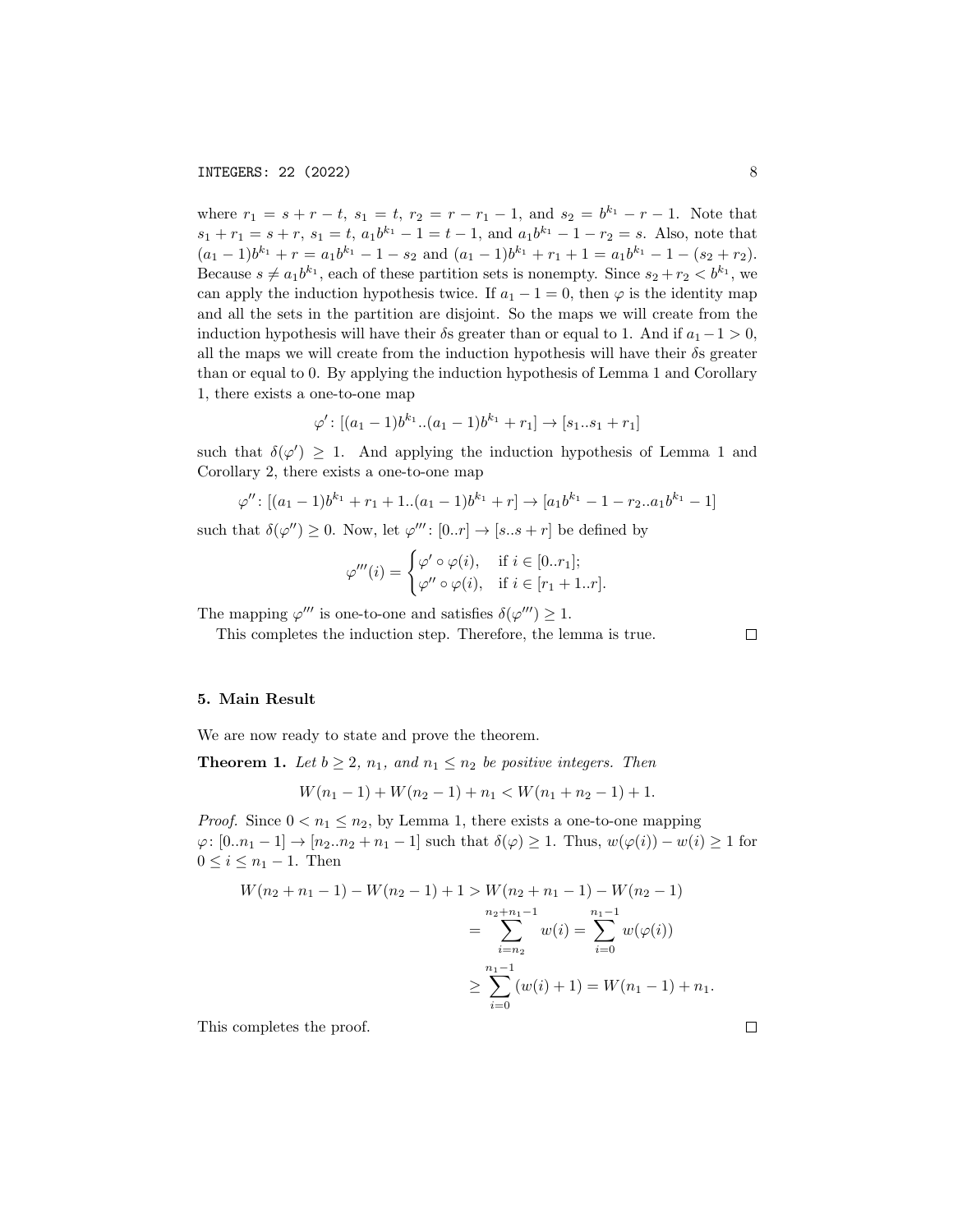where $r_1 = s + r - t$, $s_1 = t$, $r_2 = r - r_1 - 1$, and $s_2 = b^{k_1} - r - 1$. Note that $s_1 + r_1 = s + r$, $s_1 = t$, $a_1 b^{k_1} - 1 = t - 1$, and $a_1 b^{k_1} - 1 - r_2 = s$. Also, note that $(a_1 - 1)b^{k_1} + r = a_1 b^{k_1} - 1 - s_2$ and $(a_1 - 1)b^{k_1} + r_1 + 1 = a_1 b^{k_1} - 1 - (s_2 + r_2)$. Because $s \neq a_1 b^{k_1}$, each of these partition sets is nonempty. Since $s_2 + r_2 < b^{k_1}$, we can apply the induction hypothesis twice. If $a_1 - 1 = 0$, then $\varphi$ is the identity map and all the sets in the partition are disjoint. So the maps we will create from the induction hypothesis will have their $\delta$s greater than or equal to 1. And if $a_1 - 1 > 0$, all the maps we will create from the induction hypothesis will have their $\delta$s greater than or equal to 0. By applying the induction hypothesis of Lemma 1 and Corollary 1, there exists a one-to-one map

$$\varphi' \colon [(a_1 - 1)b^{k_1} .. (a_1 - 1)b^{k_1} + r_1] \to [s_1 .. s_1 + r_1]$$

such that $\delta(\varphi') \geq 1$. And applying the induction hypothesis of Lemma 1 and Corollary 2, there exists a one-to-one map

$$\varphi'' \colon [(a_1 - 1)b^{k_1} + r_1 + 1 .. (a_1 - 1)b^{k_1} + r] \to [a_1 b^{k_1} - 1 - r_2 .. a_1 b^{k_1} - 1]$$

such that $\delta(\varphi'') \geq 0$. Now, let $\varphi''' \colon [0..r] \to [s..s + r]$ be defined by

$$\varphi'''(i) = \begin{cases} \varphi' \circ \varphi(i), & \text{if } i \in [0..r_1]; \\ \varphi'' \circ \varphi(i), & \text{if } i \in [r_1 + 1..r]. \end{cases}$$

The mapping $\varphi'''$ is one-to-one and satisfies $\delta(\varphi''') \geq 1$.

This completes the induction step. Therefore, the lemma is true. □

## 5. Main Result

We are now ready to state and prove the theorem.

**Theorem 1.** *Let $b \geq 2$, $n_1$, and $n_1 \leq n_2$ be positive integers. Then*

$$W(n_1 - 1) + W(n_2 - 1) + n_1 < W(n_1 + n_2 - 1) + 1.$$

*Proof.* Since $0 < n_1 \leq n_2$, by Lemma 1, there exists a one-to-one mapping $\varphi \colon [0..n_1 - 1] \to [n_2..n_2 + n_1 - 1]$ such that $\delta(\varphi) \geq 1$. Thus, $w(\varphi(i)) - w(i) \geq 1$ for $0 \leq i \leq n_1 - 1$. Then

$$\begin{aligned} W(n_2 + n_1 - 1) - W(n_2 - 1) + 1 &> W(n_2 + n_1 - 1) - W(n_2 - 1) \\ &= \sum_{i=n_2}^{n_2+n_1-1} w(i) = \sum_{i=0}^{n_1-1} w(\varphi(i)) \\ &\geq \sum_{i=0}^{n_1-1} (w(i) + 1) = W(n_1 - 1) + n_1. \end{aligned}$$

This completes the proof. □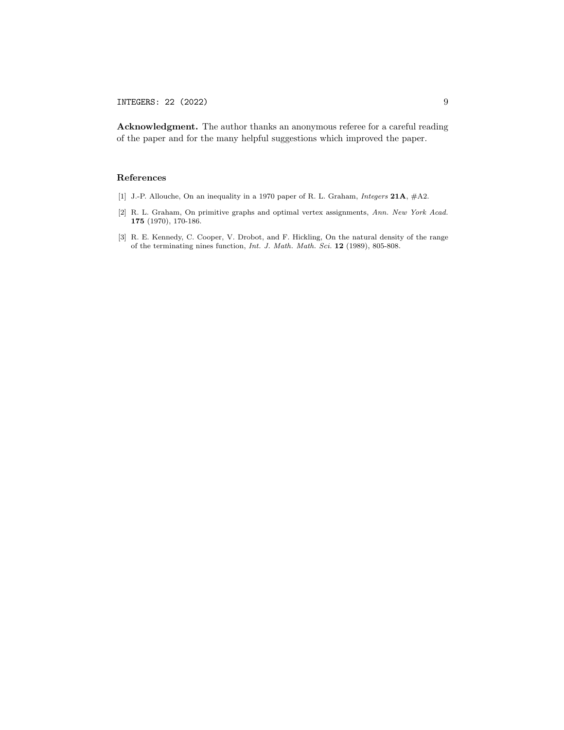**Acknowledgment.** The author thanks an anonymous referee for a careful reading of the paper and for the many helpful suggestions which improved the paper.

## References

[1] J.-P. Allouche, On an inequality in a 1970 paper of R. L. Graham, *Integers* **21A**, #A2.

[2] R. L. Graham, On primitive graphs and optimal vertex assignments, *Ann. New York Acad.* **175** (1970), 170-186.

[3] R. E. Kennedy, C. Cooper, V. Drobot, and F. Hickling, On the natural density of the range of the terminating nines function, *Int. J. Math. Math. Sci.* **12** (1989), 805-808.